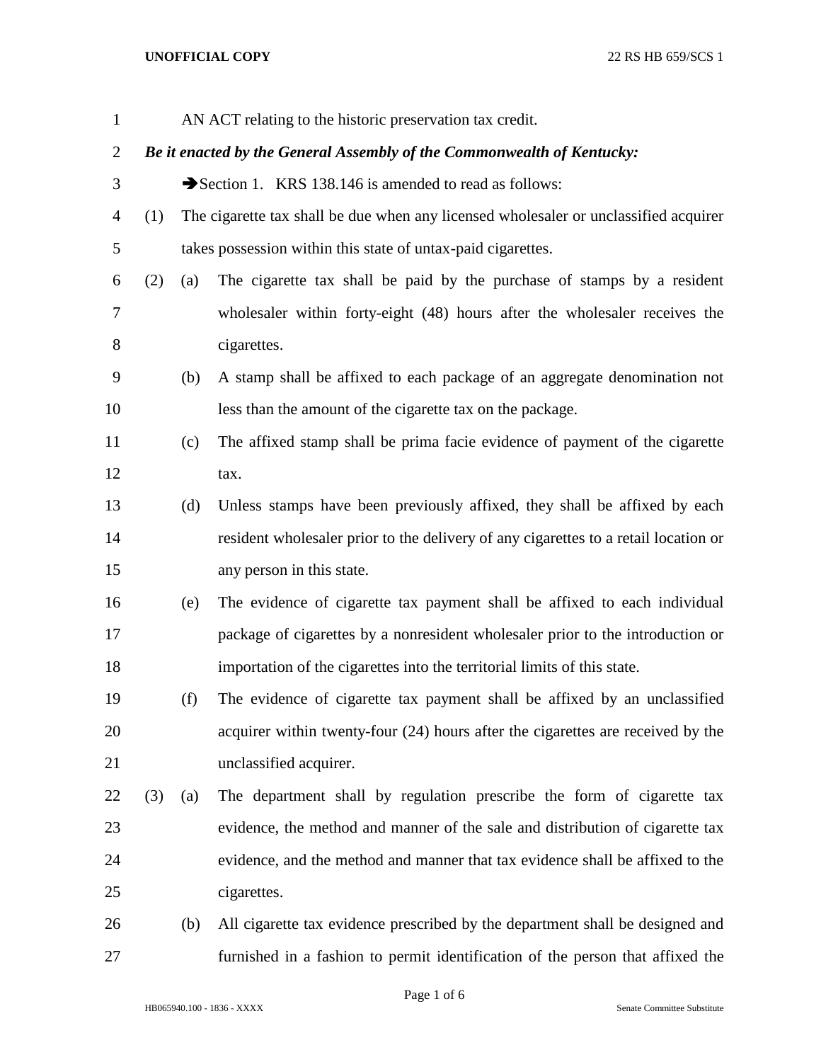AN ACT relating to the historic preservation tax credit.

***Be it enacted by the General Assembly of the Commonwealth of Kentucky:***

➔Section 1. KRS 138.146 is amended to read as follows:

(1) The cigarette tax shall be due when any licensed wholesaler or unclassified acquirer takes possession within this state of untax-paid cigarettes.

(2) (a) The cigarette tax shall be paid by the purchase of stamps by a resident wholesaler within forty-eight (48) hours after the wholesaler receives the cigarettes.

(b) A stamp shall be affixed to each package of an aggregate denomination not less than the amount of the cigarette tax on the package.

(c) The affixed stamp shall be prima facie evidence of payment of the cigarette tax.

(d) Unless stamps have been previously affixed, they shall be affixed by each resident wholesaler prior to the delivery of any cigarettes to a retail location or any person in this state.

(e) The evidence of cigarette tax payment shall be affixed to each individual package of cigarettes by a nonresident wholesaler prior to the introduction or importation of the cigarettes into the territorial limits of this state.

(f) The evidence of cigarette tax payment shall be affixed by an unclassified acquirer within twenty-four (24) hours after the cigarettes are received by the unclassified acquirer.

(3) (a) The department shall by regulation prescribe the form of cigarette tax evidence, the method and manner of the sale and distribution of cigarette tax evidence, and the method and manner that tax evidence shall be affixed to the cigarettes.

(b) All cigarette tax evidence prescribed by the department shall be designed and furnished in a fashion to permit identification of the person that affixed the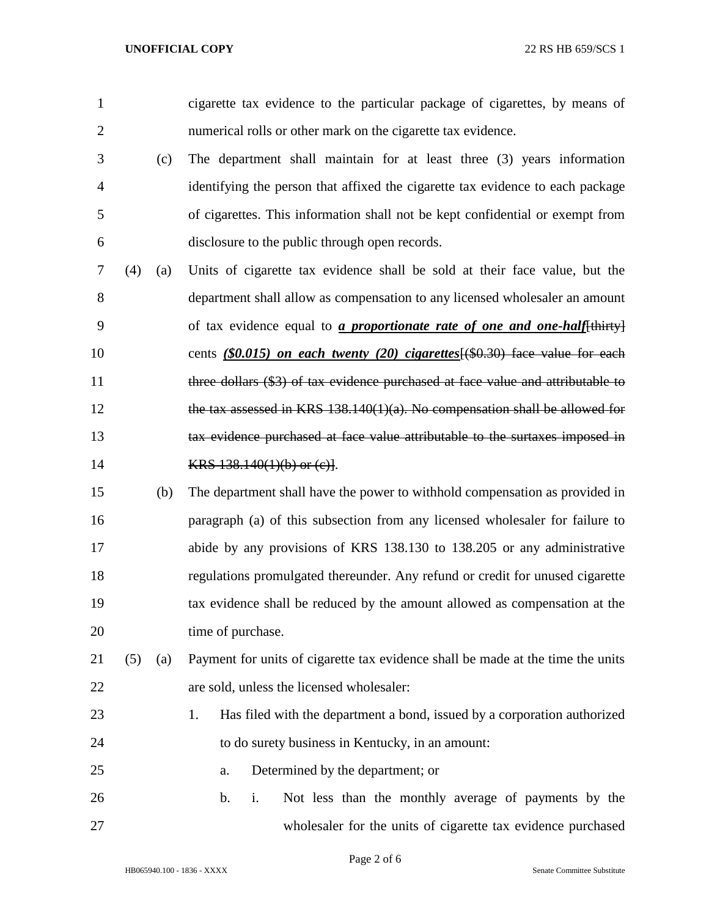cigarette tax evidence to the particular package of cigarettes, by means of numerical rolls or other mark on the cigarette tax evidence.

(c) The department shall maintain for at least three (3) years information identifying the person that affixed the cigarette tax evidence to each package of cigarettes. This information shall not be kept confidential or exempt from disclosure to the public through open records.

(4) (a) Units of cigarette tax evidence shall be sold at their face value, but the department shall allow as compensation to any licensed wholesaler an amount of tax evidence equal to ***a proportionate rate of one and one-half***~~[thirty]~~ cents ***($0.015) on each twenty (20) cigarettes***~~[($0.30) face value for each three dollars ($3) of tax evidence purchased at face value and attributable to the tax assessed in KRS 138.140(1)(a). No compensation shall be allowed for tax evidence purchased at face value attributable to the surtaxes imposed in KRS 138.140(1)(b) or (c)]~~.

(b) The department shall have the power to withhold compensation as provided in paragraph (a) of this subsection from any licensed wholesaler for failure to abide by any provisions of KRS 138.130 to 138.205 or any administrative regulations promulgated thereunder. Any refund or credit for unused cigarette tax evidence shall be reduced by the amount allowed as compensation at the time of purchase.

(5) (a) Payment for units of cigarette tax evidence shall be made at the time the units are sold, unless the licensed wholesaler:

1. Has filed with the department a bond, issued by a corporation authorized to do surety business in Kentucky, in an amount:

   a. Determined by the department; or

   b. i. Not less than the monthly average of payments by the wholesaler for the units of cigarette tax evidence purchased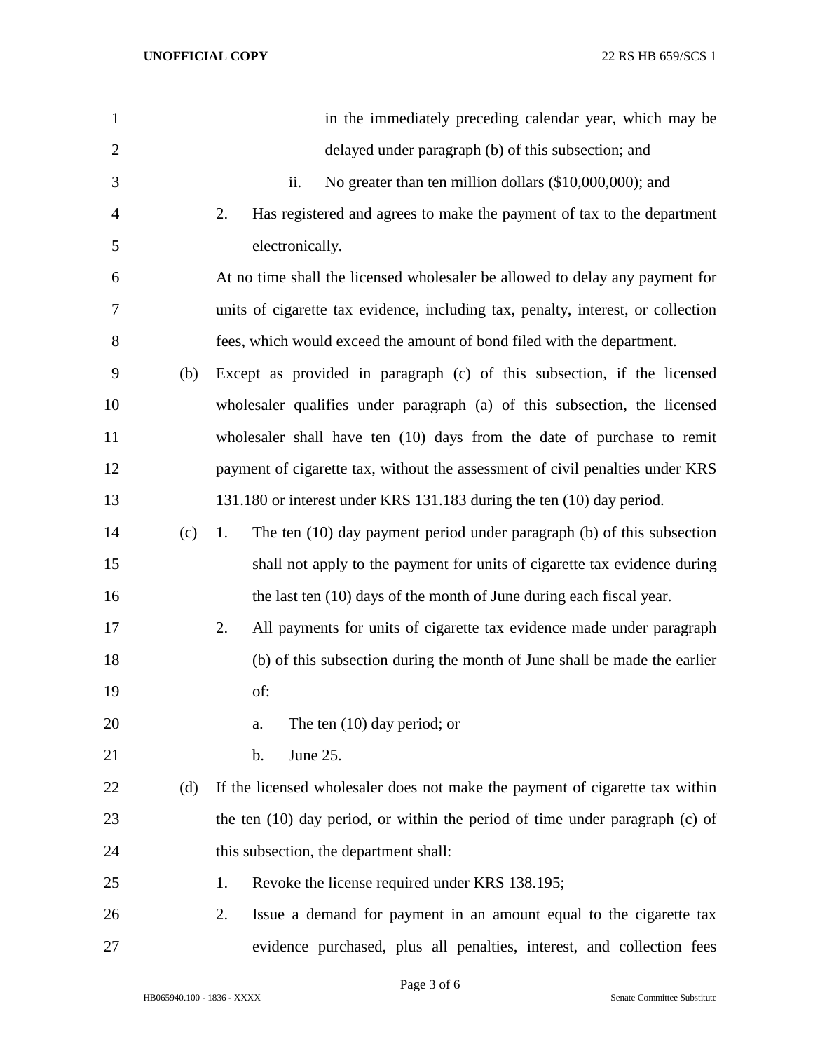in the immediately preceding calendar year, which may be delayed under paragraph (b) of this subsection; and

ii. No greater than ten million dollars ($10,000,000); and

2. Has registered and agrees to make the payment of tax to the department electronically.

At no time shall the licensed wholesaler be allowed to delay any payment for units of cigarette tax evidence, including tax, penalty, interest, or collection fees, which would exceed the amount of bond filed with the department.

(b) Except as provided in paragraph (c) of this subsection, if the licensed wholesaler qualifies under paragraph (a) of this subsection, the licensed wholesaler shall have ten (10) days from the date of purchase to remit payment of cigarette tax, without the assessment of civil penalties under KRS 131.180 or interest under KRS 131.183 during the ten (10) day period.

(c) 1. The ten (10) day payment period under paragraph (b) of this subsection shall not apply to the payment for units of cigarette tax evidence during the last ten (10) days of the month of June during each fiscal year.

2. All payments for units of cigarette tax evidence made under paragraph (b) of this subsection during the month of June shall be made the earlier of:

a. The ten (10) day period; or

b. June 25.

(d) If the licensed wholesaler does not make the payment of cigarette tax within the ten (10) day period, or within the period of time under paragraph (c) of this subsection, the department shall:

1. Revoke the license required under KRS 138.195;

2. Issue a demand for payment in an amount equal to the cigarette tax evidence purchased, plus all penalties, interest, and collection fees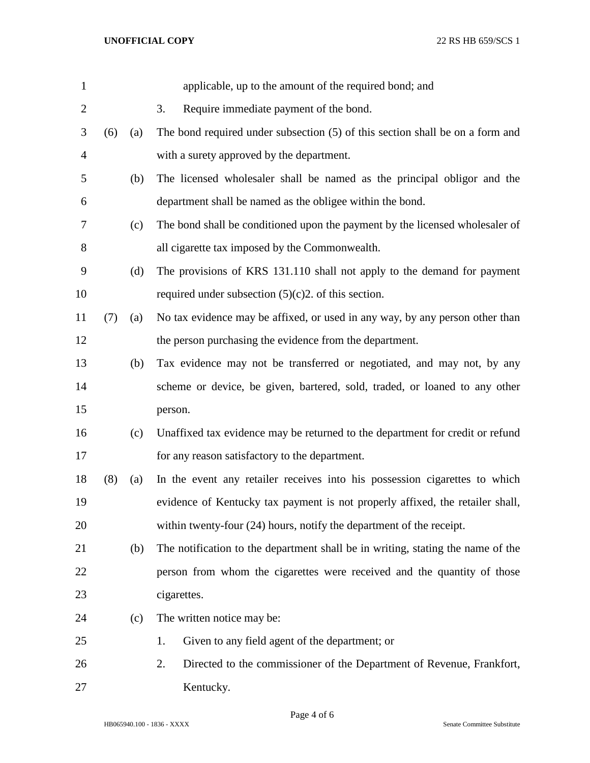applicable, up to the amount of the required bond; and

3. Require immediate payment of the bond.

(6) (a) The bond required under subsection (5) of this section shall be on a form and with a surety approved by the department.

(b) The licensed wholesaler shall be named as the principal obligor and the department shall be named as the obligee within the bond.

(c) The bond shall be conditioned upon the payment by the licensed wholesaler of all cigarette tax imposed by the Commonwealth.

(d) The provisions of KRS 131.110 shall not apply to the demand for payment required under subsection (5)(c)2. of this section.

(7) (a) No tax evidence may be affixed, or used in any way, by any person other than the person purchasing the evidence from the department.

(b) Tax evidence may not be transferred or negotiated, and may not, by any scheme or device, be given, bartered, sold, traded, or loaned to any other person.

(c) Unaffixed tax evidence may be returned to the department for credit or refund for any reason satisfactory to the department.

(8) (a) In the event any retailer receives into his possession cigarettes to which evidence of Kentucky tax payment is not properly affixed, the retailer shall, within twenty-four (24) hours, notify the department of the receipt.

(b) The notification to the department shall be in writing, stating the name of the person from whom the cigarettes were received and the quantity of those cigarettes.

(c) The written notice may be:

1. Given to any field agent of the department; or
2. Directed to the commissioner of the Department of Revenue, Frankfort, Kentucky.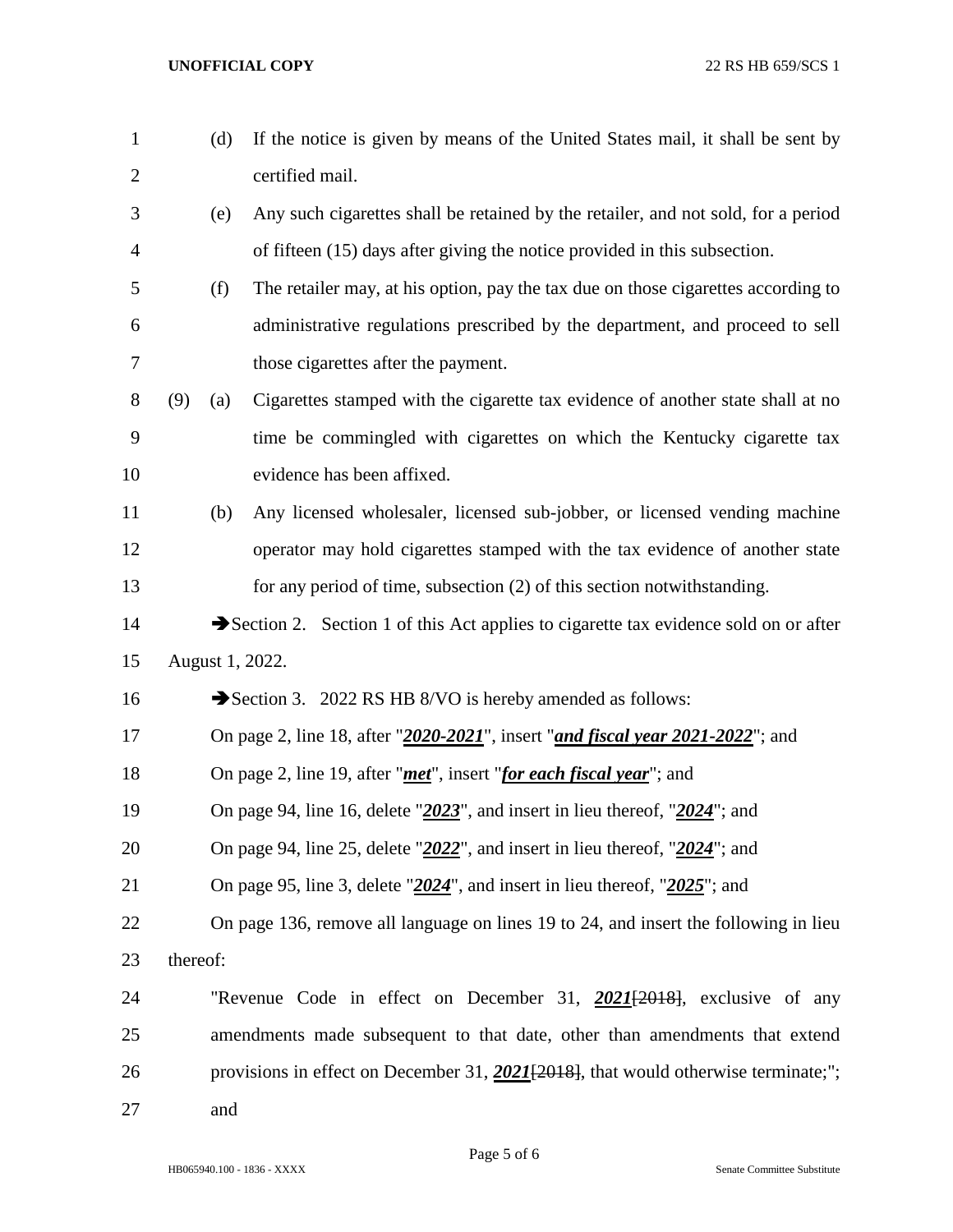(d) If the notice is given by means of the United States mail, it shall be sent by certified mail.

(e) Any such cigarettes shall be retained by the retailer, and not sold, for a period of fifteen (15) days after giving the notice provided in this subsection.

(f) The retailer may, at his option, pay the tax due on those cigarettes according to administrative regulations prescribed by the department, and proceed to sell those cigarettes after the payment.

(9) (a) Cigarettes stamped with the cigarette tax evidence of another state shall at no time be commingled with cigarettes on which the Kentucky cigarette tax evidence has been affixed.

(b) Any licensed wholesaler, licensed sub-jobber, or licensed vending machine operator may hold cigarettes stamped with the tax evidence of another state for any period of time, subsection (2) of this section notwithstanding.

➔Section 2. Section 1 of this Act applies to cigarette tax evidence sold on or after August 1, 2022.

➔Section 3. 2022 RS HB 8/VO is hereby amended as follows:

On page 2, line 18, after "***2020-2021***", insert "***and fiscal year 2021-2022***"; and

On page 2, line 19, after "***met***", insert "***for each fiscal year***"; and

On page 94, line 16, delete "***2023***", and insert in lieu thereof, "***2024***"; and

On page 94, line 25, delete "***2022***", and insert in lieu thereof, "***2024***"; and

On page 95, line 3, delete "***2024***", and insert in lieu thereof, "***2025***"; and

On page 136, remove all language on lines 19 to 24, and insert the following in lieu thereof:

"Revenue Code in effect on December 31, ***2021***[~~2018~~], exclusive of any amendments made subsequent to that date, other than amendments that extend provisions in effect on December 31, ***2021***[~~2018~~], that would otherwise terminate;"; and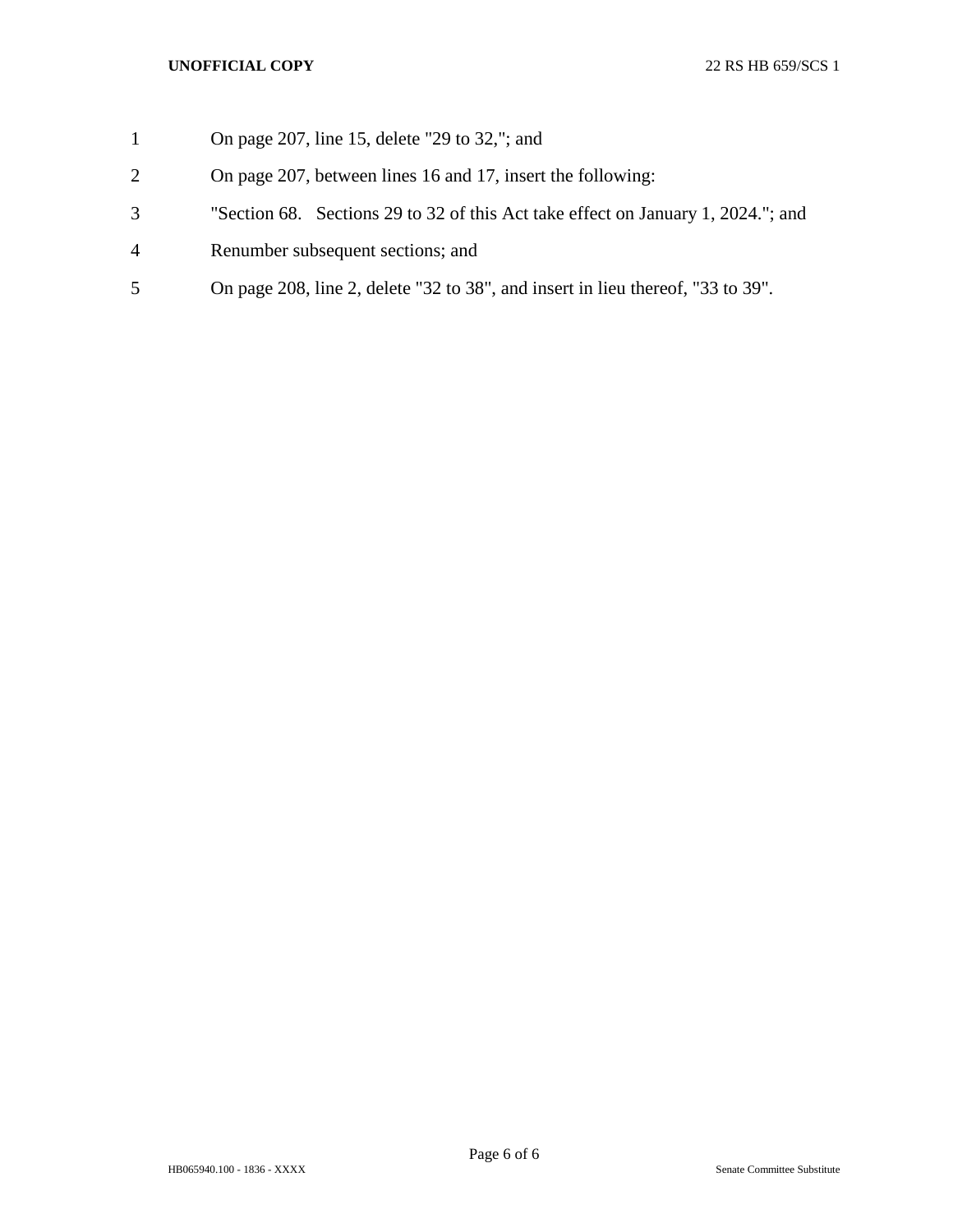1 On page 207, line 15, delete "29 to 32,"; and

2 On page 207, between lines 16 and 17, insert the following:

3 "Section 68. Sections 29 to 32 of this Act take effect on January 1, 2024."; and

4 Renumber subsequent sections; and

5 On page 208, line 2, delete "32 to 38", and insert in lieu thereof, "33 to 39".